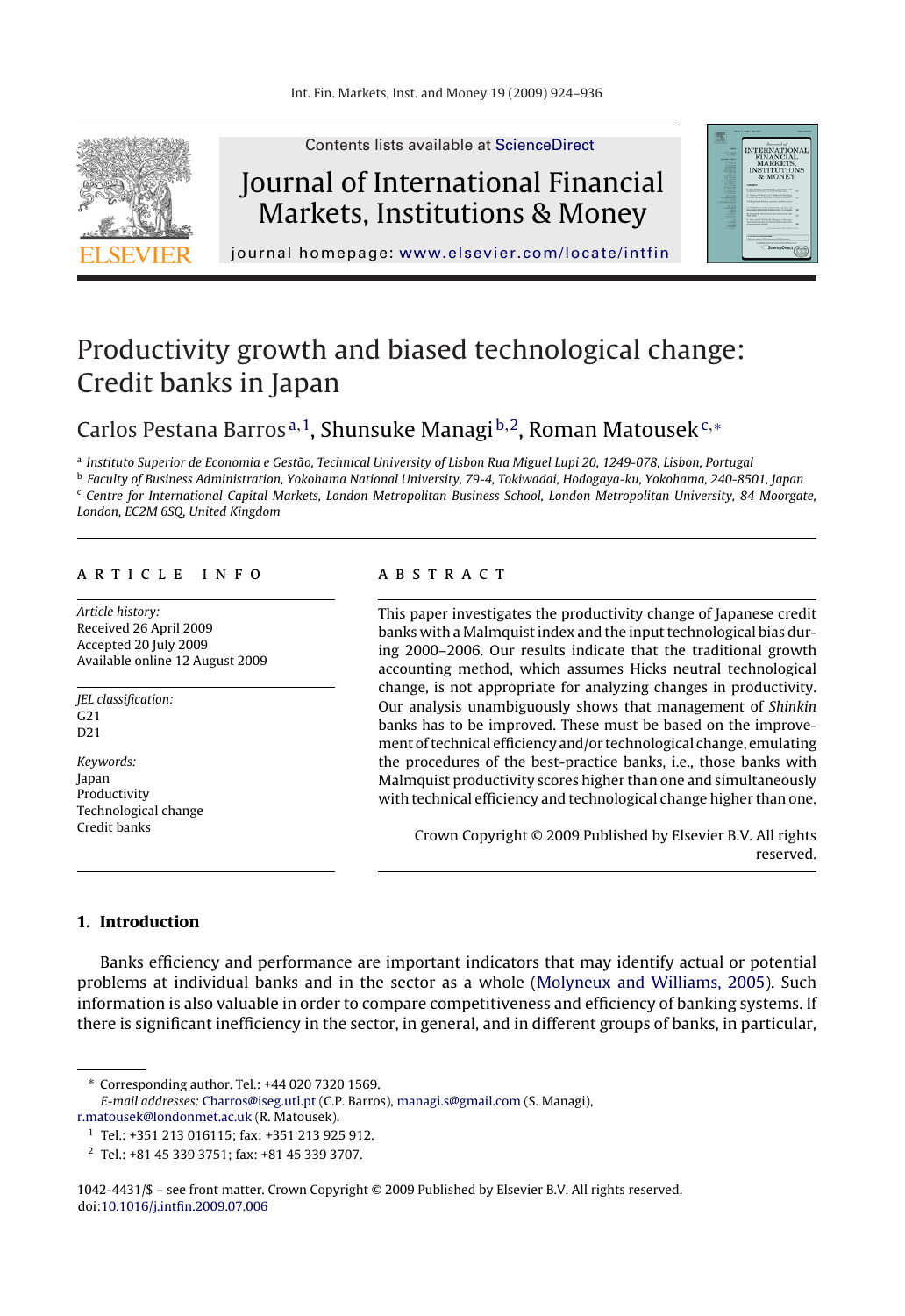# Productivity growth and biased technological change: Credit banks in Japan

Carlos Pestana Barros[a,1], Shunsuke Managi[b,2], Roman Matousek[c,*]

[a] Instituto Superior de Economia e Gestão, Technical University of Lisbon Rua Miguel Lupi 20, 1249-078, Lisbon, Portugal

[b] Faculty of Business Administration, Yokohama National University, 79-4, Tokiwadai, Hodogaya-ku, Yokohama, 240-8501, Japan

[c] Centre for International Capital Markets, London Metropolitan Business School, London Metropolitan University, 84 Moorgate, London, EC2M 6SQ, United Kingdom

## ARTICLE INFO

*Article history:*
Received 26 April 2009
Accepted 20 July 2009
Available online 12 August 2009

*JEL classification:*
G21
D21

*Keywords:*
Japan
Productivity
Technological change
Credit banks

## ABSTRACT

This paper investigates the productivity change of Japanese credit banks with a Malmquist index and the input technological bias during 2000–2006. Our results indicate that the traditional growth accounting method, which assumes Hicks neutral technological change, is not appropriate for analyzing changes in productivity. Our analysis unambiguously shows that management of *Shinkin* banks has to be improved. These must be based on the improvement of technical efficiency and/or technological change, emulating the procedures of the best-practice banks, i.e., those banks with Malmquist productivity scores higher than one and simultaneously with technical efficiency and technological change higher than one.

Crown Copyright © 2009 Published by Elsevier B.V. All rights reserved.

## 1. Introduction

Banks efficiency and performance are important indicators that may identify actual or potential problems at individual banks and in the sector as a whole (Molyneux and Williams, 2005). Such information is also valuable in order to compare competitiveness and efficiency of banking systems. If there is significant inefficiency in the sector, in general, and in different groups of banks, in particular,

---

* Corresponding author. Tel.: +44 020 7320 1569.
*E-mail addresses:* Cbarros@iseg.utl.pt (C.P. Barros), managi.s@gmail.com (S. Managi), r.matousek@londonmet.ac.uk (R. Matousek).

[1] Tel.: +351 213 016115; fax: +351 213 925 912.

[2] Tel.: +81 45 339 3751; fax: +81 45 339 3707.

1042-4431/$ – see front matter. Crown Copyright © 2009 Published by Elsevier B.V. All rights reserved.
doi:10.1016/j.intfin.2009.07.006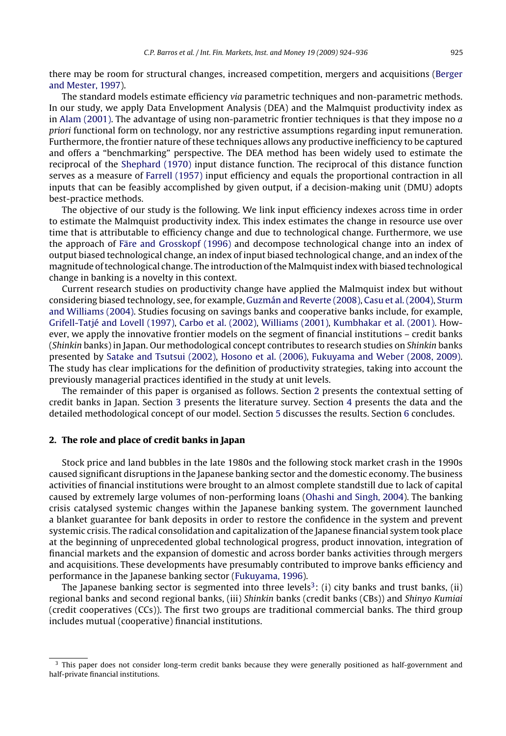there may be room for structural changes, increased competition, mergers and acquisitions (Berger and Mester, 1997).

The standard models estimate efficiency *via* parametric techniques and non-parametric methods. In our study, we apply Data Envelopment Analysis (DEA) and the Malmquist productivity index as in Alam (2001). The advantage of using non-parametric frontier techniques is that they impose no *a priori* functional form on technology, nor any restrictive assumptions regarding input remuneration. Furthermore, the frontier nature of these techniques allows any productive inefficiency to be captured and offers a "benchmarking" perspective. The DEA method has been widely used to estimate the reciprocal of the Shephard (1970) input distance function. The reciprocal of this distance function serves as a measure of Farrell (1957) input efficiency and equals the proportional contraction in all inputs that can be feasibly accomplished by given output, if a decision-making unit (DMU) adopts best-practice methods.

The objective of our study is the following. We link input efficiency indexes across time in order to estimate the Malmquist productivity index. This index estimates the change in resource use over time that is attributable to efficiency change and due to technological change. Furthermore, we use the approach of Färe and Grosskopf (1996) and decompose technological change into an index of output biased technological change, an index of input biased technological change, and an index of the magnitude of technological change. The introduction of the Malmquist index with biased technological change in banking is a novelty in this context.

Current research studies on productivity change have applied the Malmquist index but without considering biased technology, see, for example, Guzmán and Reverte (2008), Casu et al. (2004), Sturm and Williams (2004). Studies focusing on savings banks and cooperative banks include, for example, Grifell-Tatjé and Lovell (1997), Carbo et al. (2002), Williams (2001), Kumbhakar et al. (2001). However, we apply the innovative frontier models on the segment of financial institutions – credit banks (*Shinkin* banks) in Japan. Our methodological concept contributes to research studies on *Shinkin* banks presented by Satake and Tsutsui (2002), Hosono et al. (2006), Fukuyama and Weber (2008, 2009). The study has clear implications for the definition of productivity strategies, taking into account the previously managerial practices identified in the study at unit levels.

The remainder of this paper is organised as follows. Section 2 presents the contextual setting of credit banks in Japan. Section 3 presents the literature survey. Section 4 presents the data and the detailed methodological concept of our model. Section 5 discusses the results. Section 6 concludes.

## 2. The role and place of credit banks in Japan

Stock price and land bubbles in the late 1980s and the following stock market crash in the 1990s caused significant disruptions in the Japanese banking sector and the domestic economy. The business activities of financial institutions were brought to an almost complete standstill due to lack of capital caused by extremely large volumes of non-performing loans (Ohashi and Singh, 2004). The banking crisis catalysed systemic changes within the Japanese banking system. The government launched a blanket guarantee for bank deposits in order to restore the confidence in the system and prevent systemic crisis. The radical consolidation and capitalization of the Japanese financial system took place at the beginning of unprecedented global technological progress, product innovation, integration of financial markets and the expansion of domestic and across border banks activities through mergers and acquisitions. These developments have presumably contributed to improve banks efficiency and performance in the Japanese banking sector (Fukuyama, 1996).

The Japanese banking sector is segmented into three levels[3]: (i) city banks and trust banks, (ii) regional banks and second regional banks, (iii) *Shinkin* banks (credit banks (CBs)) and *Shinyo Kumiai* (credit cooperatives (CCs)). The first two groups are traditional commercial banks. The third group includes mutual (cooperative) financial institutions.

[3] This paper does not consider long-term credit banks because they were generally positioned as half-government and half-private financial institutions.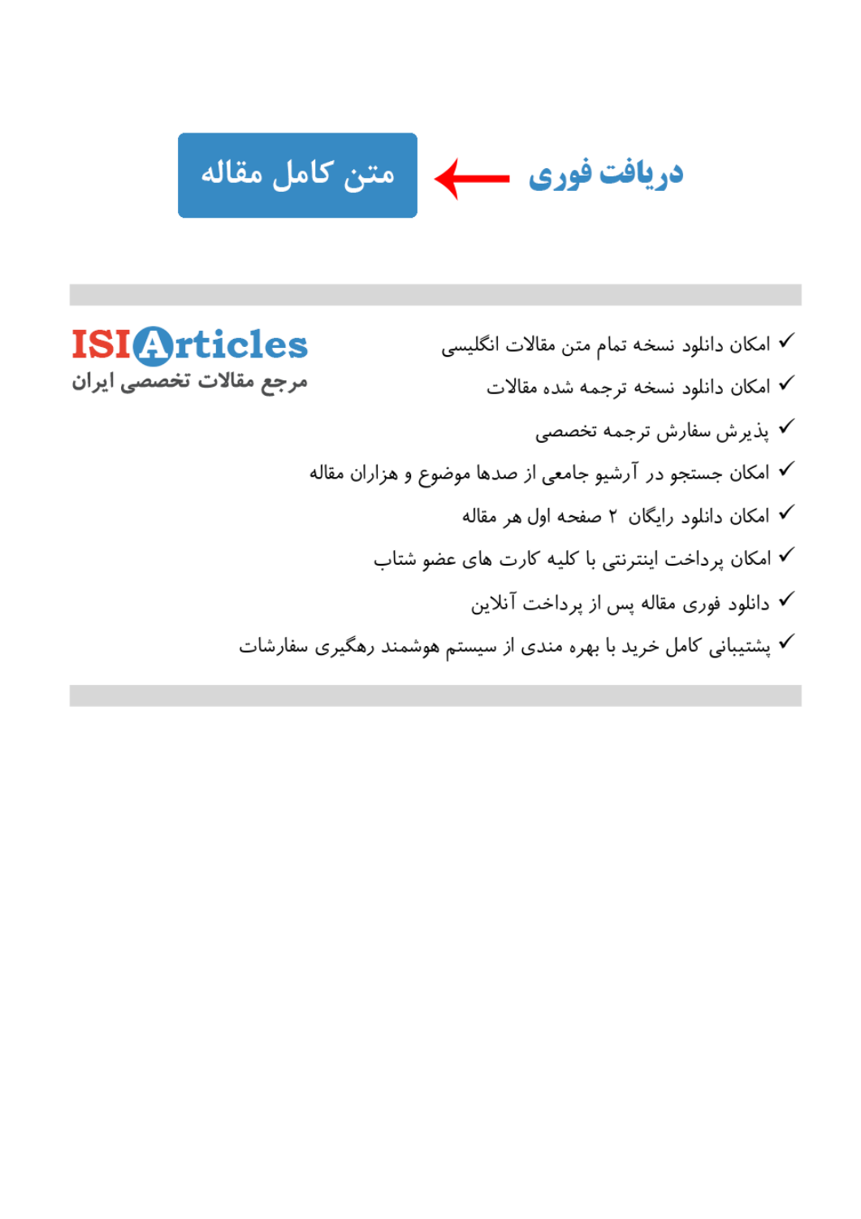دریافت فوری ← متن کامل مقاله

**ISIArticles**
مرجع مقالات تخصصی ایران

- ✓ امکان دانلود نسخه تمام متن مقالات انگلیسی
- ✓ امکان دانلود نسخه ترجمه شده مقالات
- ✓ پذیرش سفارش ترجمه تخصصی
- ✓ امکان جستجو در آرشیو جامعی از صدها موضوع و هزاران مقاله
- ✓ امکان دانلود رایگان ۲ صفحه اول هر مقاله
- ✓ امکان پرداخت اینترنتی با کلیه کارت های عضو شتاب
- ✓ دانلود فوری مقاله پس از پرداخت آنلاین
- ✓ پشتیبانی کامل خرید با بهره مندی از سیستم هوشمند رهگیری سفارشات